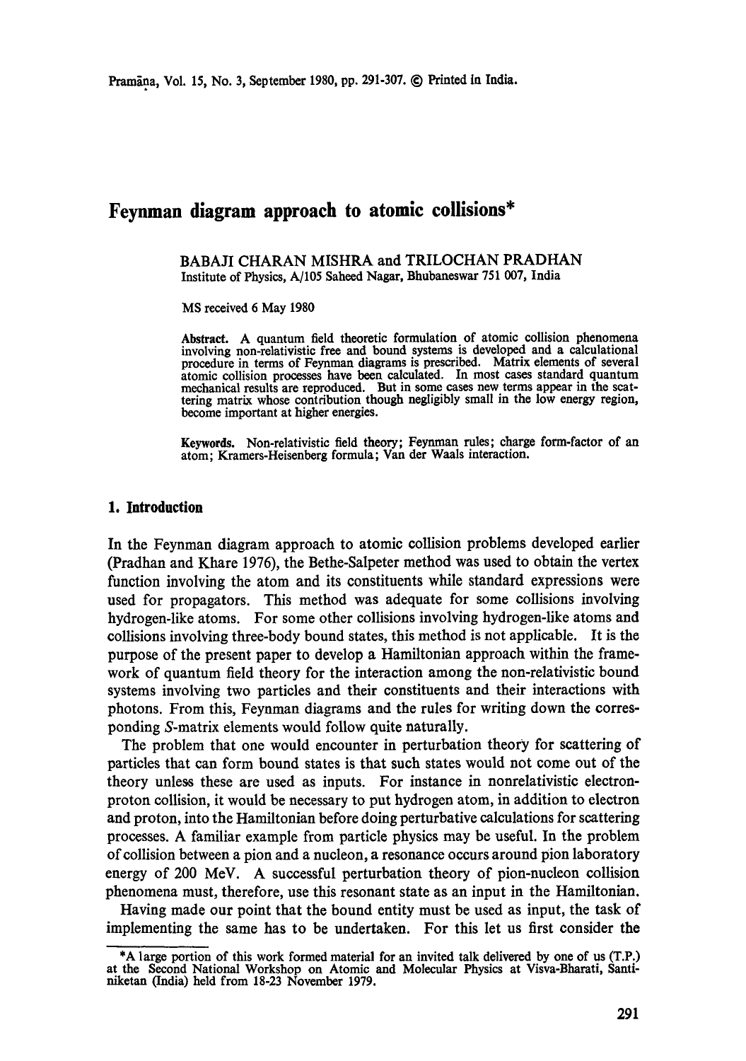# Feynman diagram approach to atomic collisions*

BABAJI CHARAN MISHRA and TRILOCHAN PRADHAN
Institute of Physics, A/105 Saheed Nagar, Bhubaneswar 751 007, India

MS received 6 May 1980

**Abstract.** A quantum field theoretic formulation of atomic collision phenomena involving non-relativistic free and bound systems is developed and a calculational procedure in terms of Feynman diagrams is prescribed. Matrix elements of several atomic collision processes have been calculated. In most cases standard quantum mechanical results are reproduced. But in some cases new terms appear in the scattering matrix whose contribution though negligibly small in the low energy region, become important at higher energies.

**Keywords.** Non-relativistic field theory; Feynman rules; charge form-factor of an atom; Kramers-Heisenberg formula; Van der Waals interaction.

## 1. Introduction

In the Feynman diagram approach to atomic collision problems developed earlier (Pradhan and Khare 1976), the Bethe-Salpeter method was used to obtain the vertex function involving the atom and its constituents while standard expressions were used for propagators. This method was adequate for some collisions involving hydrogen-like atoms. For some other collisions involving hydrogen-like atoms and collisions involving three-body bound states, this method is not applicable. It is the purpose of the present paper to develop a Hamiltonian approach within the framework of quantum field theory for the interaction among the non-relativistic bound systems involving two particles and their constituents and their interactions with photons. From this, Feynman diagrams and the rules for writing down the corresponding $S$-matrix elements would follow quite naturally.

The problem that one would encounter in perturbation theory for scattering of particles that can form bound states is that such states would not come out of the theory unless these are used as inputs. For instance in nonrelativistic electron-proton collision, it would be necessary to put hydrogen atom, in addition to electron and proton, into the Hamiltonian before doing perturbative calculations for scattering processes. A familiar example from particle physics may be useful. In the problem of collision between a pion and a nucleon, a resonance occurs around pion laboratory energy of 200 MeV. A successful perturbation theory of pion-nucleon collision phenomena must, therefore, use this resonant state as an input in the Hamiltonian.

Having made our point that the bound entity must be used as input, the task of implementing the same has to be undertaken. For this let us first consider the

*A large portion of this work formed material for an invited talk delivered by one of us (T.P.) at the Second National Workshop on Atomic and Molecular Physics at Visva-Bharati, Santiniketan (India) held from 18-23 November 1979.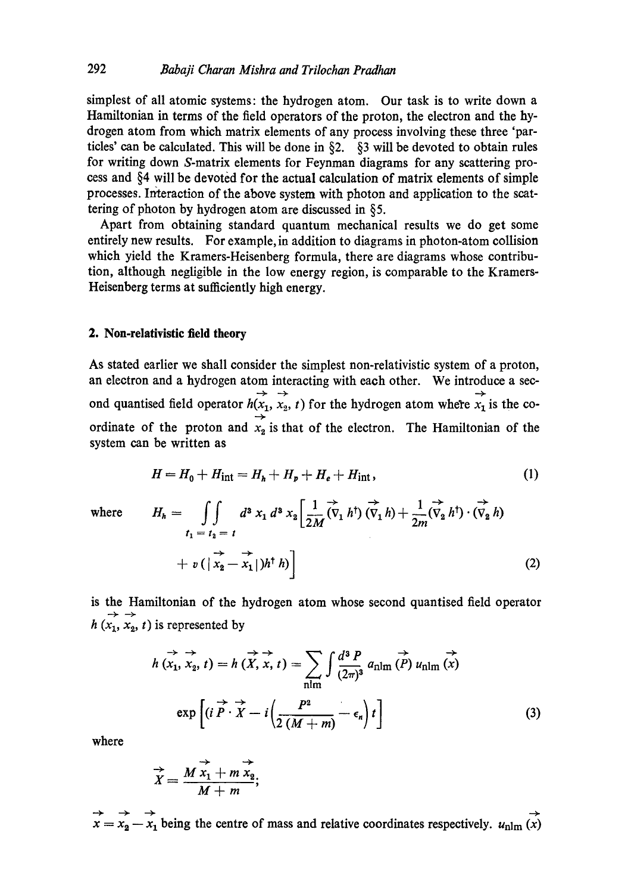simplest of all atomic systems: the hydrogen atom. Our task is to write down a Hamiltonian in terms of the field operators of the proton, the electron and the hydrogen atom from which matrix elements of any process involving these three 'particles' can be calculated. This will be done in §2. §3 will be devoted to obtain rules for writing down $S$-matrix elements for Feynman diagrams for any scattering process and §4 will be devoted for the actual calculation of matrix elements of simple processes. Interaction of the above system with photon and application to the scattering of photon by hydrogen atom are discussed in §5.

Apart from obtaining standard quantum mechanical results we do get some entirely new results. For example, in addition to diagrams in photon-atom collision which yield the Kramers-Heisenberg formula, there are diagrams whose contribution, although negligible in the low energy region, is comparable to the Kramers-Heisenberg terms at sufficiently high energy.

## 2. Non-relativistic field theory

As stated earlier we shall consider the simplest non-relativistic system of a proton, an electron and a hydrogen atom interacting with each other. We introduce a second quantised field operator $h(\vec{x}_1, \vec{x}_2, t)$ for the hydrogen atom where $\vec{x}_1$ is the coordinate of the proton and $\vec{x}_2$ is that of the electron. The Hamiltonian of the system can be written as

$$H = H_0 + H_{\text{int}} = H_h + H_p + H_e + H_{\text{int}}, \tag{1}$$

where
$$H_h = \iint\limits_{t_1 = t_2 = t} d^3 x_1 \, d^3 x_2 \left[ \frac{1}{2M} (\vec{\nabla}_1 h^\dagger)(\vec{\nabla}_1 h) + \frac{1}{2m} (\vec{\nabla}_2 h^\dagger) \cdot (\vec{\nabla}_2 h) + v(|\vec{x}_2 - \vec{x}_1|) h^\dagger h) \right] \tag{2}$$

is the Hamiltonian of the hydrogen atom whose second quantised field operator $h(\vec{x}_1, \vec{x}_2, t)$ is represented by

$$h(\vec{x}_1, \vec{x}_2, t) = h(\vec{X}, \vec{x}, t) = \sum_{\text{nlm}} \int \frac{d^3 P}{(2\pi)^3} \, a_{\text{nlm}}(\vec{P}) \, u_{\text{nlm}}(\vec{x}) \exp\left[ (i \vec{P} \cdot \vec{X} - i \left( \frac{P^2}{2(M+m)} - \epsilon_n \right) t \right] \tag{3}$$

where

$$\vec{X} = \frac{M \vec{x}_1 + m \vec{x}_2}{M + m};$$

$\vec{x} = \vec{x}_2 - \vec{x}_1$ being the centre of mass and relative coordinates respectively. $u_{\text{nlm}}(\vec{x})$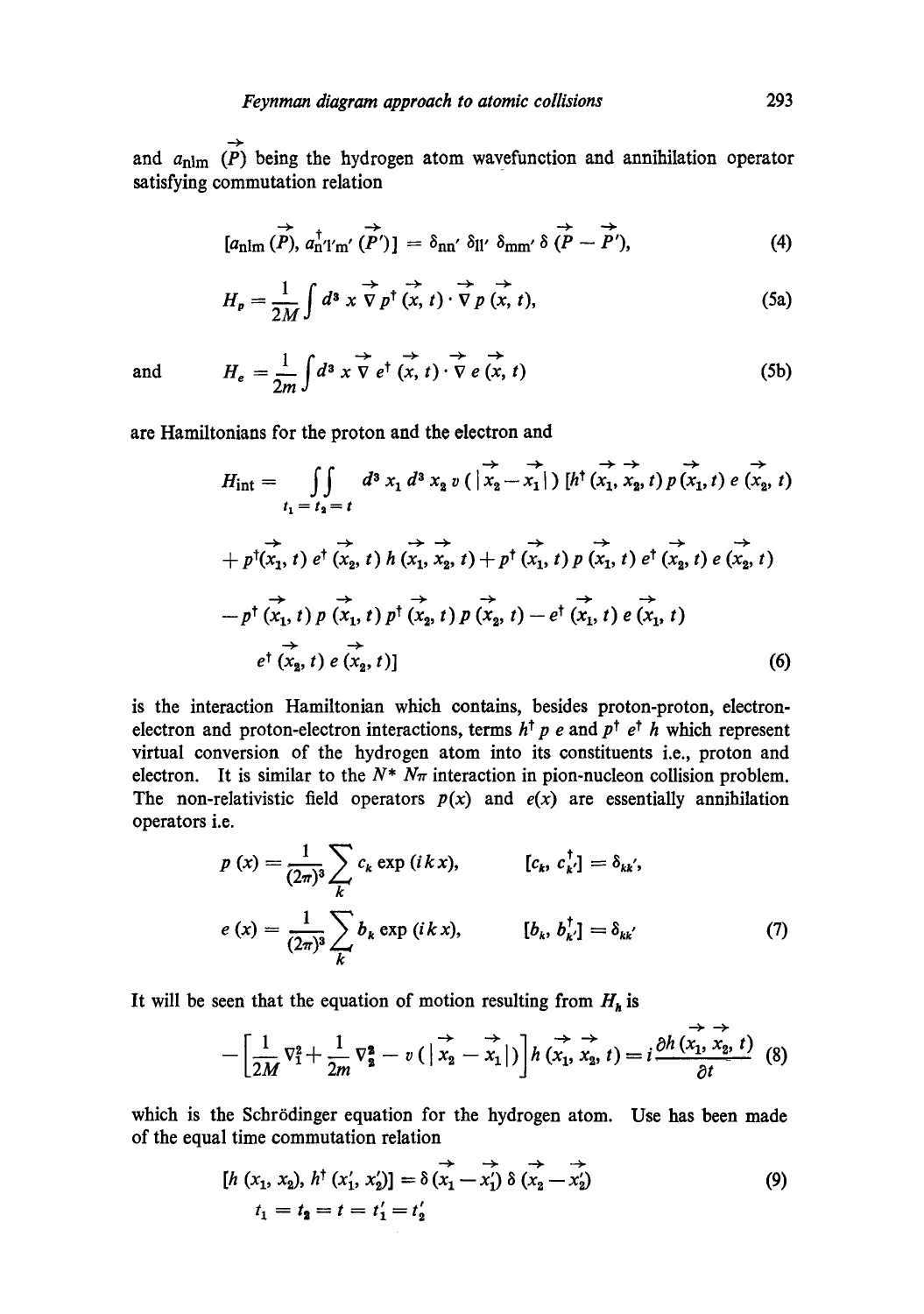and $a_{nlm}(\vec{P})$ being the hydrogen atom wavefunction and annihilation operator satisfying commutation relation

$$[a_{nlm}(\vec{P}), a^{\dagger}_{n'l'm'}(\vec{P}')] = \delta_{nn'}\, \delta_{ll'}\, \delta_{mm'}\, \delta(\vec{P} - \vec{P}'), \tag{4}$$

$$H_p = \frac{1}{2M} \int d^3 x\, \vec{\nabla} p^{\dagger}(\vec{x}, t) \cdot \vec{\nabla} p(\vec{x}, t), \tag{5a}$$

and

$$H_e = \frac{1}{2m} \int d^3 x\, \vec{\nabla} e^{\dagger}(\vec{x}, t) \cdot \vec{\nabla} e(\vec{x}, t) \tag{5b}$$

are Hamiltonians for the proton and the electron and

$$\begin{aligned} H_{\text{int}} = \iint_{t_1 = t_2 = t} & d^3 x_1\, d^3 x_2\, v(|\vec{x}_2 - \vec{x}_1|)\, [h^{\dagger}(\vec{x}_1, \vec{x}_2, t)\, p(\vec{x}_1, t)\, e(\vec{x}_2, t) \\ & + p^{\dagger}(\vec{x}_1, t)\, e^{\dagger}(\vec{x}_2, t)\, h(\vec{x}_1, \vec{x}_2, t) + p^{\dagger}(\vec{x}_1, t)\, p(\vec{x}_1, t)\, e^{\dagger}(\vec{x}_2, t)\, e(\vec{x}_2, t) \\ & - p^{\dagger}(\vec{x}_1, t)\, p(\vec{x}_1, t)\, p^{\dagger}(\vec{x}_2, t)\, p(\vec{x}_2, t) - e^{\dagger}(\vec{x}_1, t)\, e(\vec{x}_1, t) \\ & e^{\dagger}(\vec{x}_2, t)\, e(\vec{x}_2, t)] \end{aligned} \tag{6}$$

is the interaction Hamiltonian which contains, besides proton-proton, electron-electron and proton-electron interactions, terms $h^{\dagger} p\, e$ and $p^{\dagger} e^{\dagger} h$ which represent virtual conversion of the hydrogen atom into its constituents i.e., proton and electron. It is similar to the $N^* N\pi$ interaction in pion-nucleon collision problem. The non-relativistic field operators $p(x)$ and $e(x)$ are essentially annihilation operators i.e.

$$p(x) = \frac{1}{(2\pi)^3} \sum_k c_k \exp(ikx), \qquad [c_k, c^{\dagger}_{k'}] = \delta_{kk'},$$

$$e(x) = \frac{1}{(2\pi)^3} \sum_k b_k \exp(ikx), \qquad [b_k, b^{\dagger}_{k'}] = \delta_{kk'} \tag{7}$$

It will be seen that the equation of motion resulting from $H_h$ is

$$-\left[\frac{1}{2M} \nabla_1^2 + \frac{1}{2m} \nabla_2^2 - v(|\vec{x}_2 - \vec{x}_1|)\right] h(\vec{x}_1, \vec{x}_2, t) = i \frac{\partial h(\vec{x}_1, \vec{x}_2, t)}{\partial t} \tag{8}$$

which is the Schrödinger equation for the hydrogen atom. Use has been made of the equal time commutation relation

$$[h(x_1, x_2), h^{\dagger}(x_1', x_2')] = \delta(\vec{x}_1 - \vec{x}_1')\, \delta(\vec{x}_2 - \vec{x}_2') \tag{9}$$
$$t_1 = t_2 = t = t_1' = t_2'$$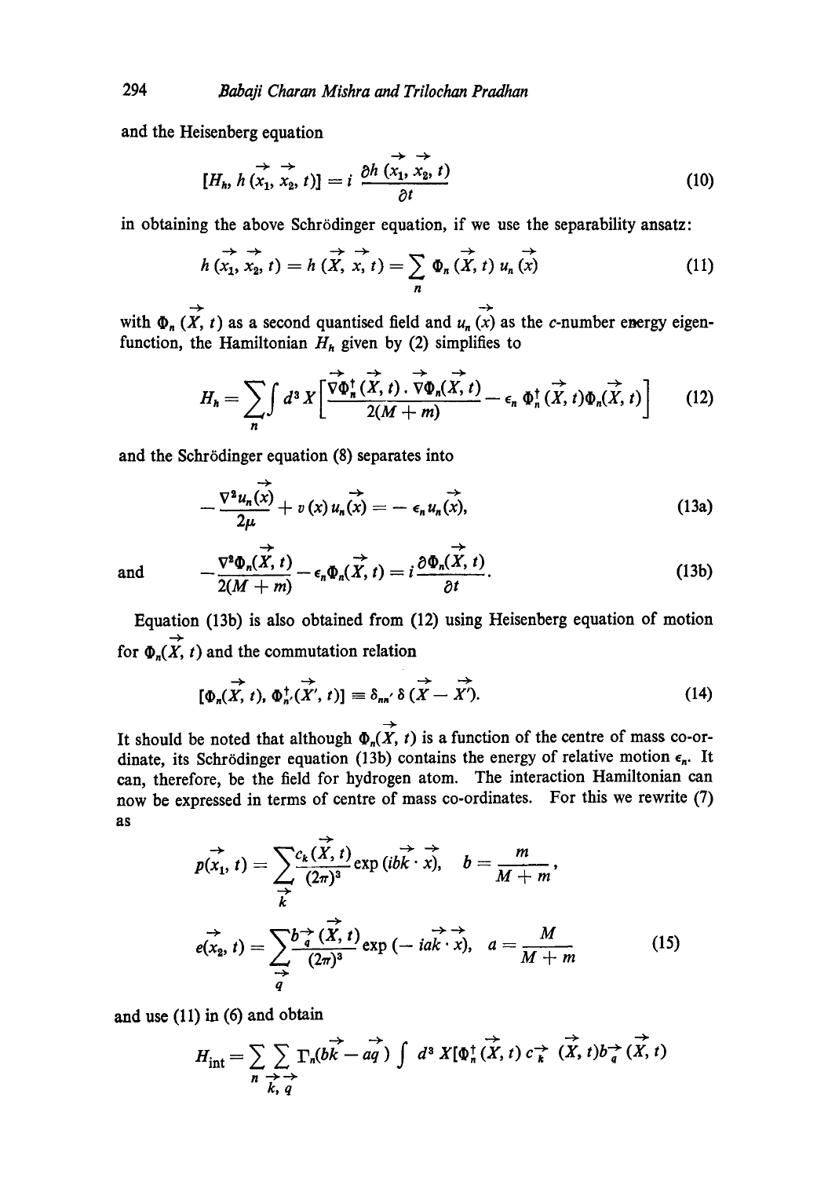and the Heisenberg equation

$$[H_h, h(\vec{x}_1, \vec{x}_2, t)] = i \frac{\partial h(\vec{x}_1, \vec{x}_2, t)}{\partial t} \tag{10}$$

in obtaining the above Schrödinger equation, if we use the separability ansatz:

$$h(\vec{x}_1, \vec{x}_2, t) = h(\vec{X}, \vec{x}, t) = \sum_n \Phi_n(\vec{X}, t)\, u_n(\vec{x}) \tag{11}$$

with $\Phi_n(\vec{X}, t)$ as a second quantised field and $u_n(\vec{x})$ as the *c*-number energy eigenfunction, the Hamiltonian $H_h$ given by (2) simplifies to

$$H_h = \sum_n \int d^3 X \left[ \frac{\vec{\nabla}\Phi_n^\dagger(\vec{X}, t) \cdot \vec{\nabla}\Phi_n(\vec{X}, t)}{2(M+m)} - \epsilon_n \Phi_n^\dagger(\vec{X}, t)\Phi_n(\vec{X}, t) \right] \tag{12}$$

and the Schrödinger equation (8) separates into

$$-\frac{\nabla^2 u_n(\vec{x})}{2\mu} + v(x)\, u_n(\vec{x}) = -\epsilon_n u_n(\vec{x}), \tag{13a}$$

and

$$-\frac{\nabla^2 \Phi_n(\vec{X}, t)}{2(M+m)} - \epsilon_n \Phi_n(\vec{X}, t) = i \frac{\partial \Phi_n(\vec{X}, t)}{\partial t}. \tag{13b}$$

Equation (13b) is also obtained from (12) using Heisenberg equation of motion for $\Phi_n(\vec{X}, t)$ and the commutation relation

$$[\Phi_n(\vec{X}, t), \Phi_{n'}^\dagger(\vec{X}', t)] \equiv \delta_{nn'}\, \delta(\vec{X} - \vec{X}'). \tag{14}$$

It should be noted that although $\Phi_n(\vec{X}, t)$ is a function of the centre of mass co-ordinate, its Schrödinger equation (13b) contains the energy of relative motion $\epsilon_n$. It can, therefore, be the field for hydrogen atom. The interaction Hamiltonian can now be expressed in terms of centre of mass co-ordinates. For this we rewrite (7) as

$$p(\vec{x}_1, t) = \sum_{\vec{k}} \frac{c_k(\vec{X}, t)}{(2\pi)^3} \exp(ib\vec{k} \cdot \vec{x}), \quad b = \frac{m}{M+m},$$

$$e(\vec{x}_2, t) = \sum_{\vec{q}} \frac{b_{\vec{q}}(\vec{X}, t)}{(2\pi)^3} \exp(-ia\vec{k} \cdot \vec{x}), \quad a = \frac{M}{M+m} \tag{15}$$

and use (11) in (6) and obtain

$$H_{\text{int}} = \sum_n \sum_{\vec{k}, \vec{q}} \Gamma_n(b\vec{k} - a\vec{q}) \int d^3 X [\Phi_n^\dagger(\vec{X}, t)\, c_{\vec{k}}(\vec{X}, t) b_{\vec{q}}(\vec{X}, t)$$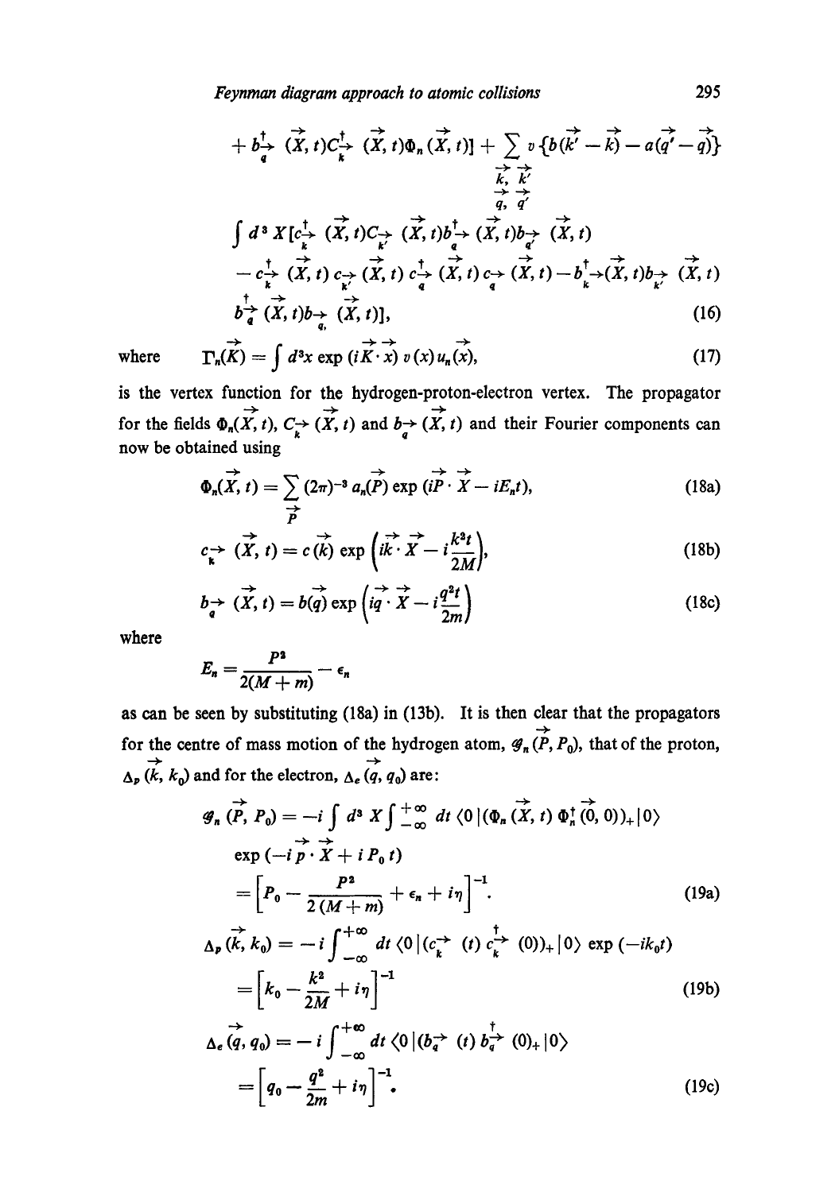$$+ b^{\dagger}_{\vec{q}}(\vec{X}, t)C^{\dagger}_{\vec{k}}(\vec{X}, t)\Phi_n(\vec{X}, t)] + \sum_{\substack{\vec{k}, \vec{k}' \\ \vec{q}, \vec{q}'}} v\{b(\vec{k}' - \vec{k}) - a(\vec{q}' - \vec{q})\}$$

$$\int d^3 X [c^{\dagger}_{\vec{k}}(\vec{X}, t)C_{\vec{k}'}(\vec{X}, t)b^{\dagger}_{\vec{q}}(\vec{X}, t)b_{\vec{q}'}(\vec{X}, t)$$

$$- c^{\dagger}_{\vec{k}}(\vec{X}, t)\, c_{\vec{k}'}(\vec{X}, t)\, c^{\dagger}_{\vec{q}}(\vec{X}, t)\, c_{\vec{q}}(\vec{X}, t) - b^{\dagger}_{\vec{k}}(\vec{X}, t)b_{\vec{k}'}(\vec{X}, t)$$

$$b^{\dagger}_{\vec{q}}(\vec{X}, t)b_{\vec{q}'}(\vec{X}, t)], \tag{16}$$

where
$$\Gamma_n(\vec{K}) = \int d^3x \exp(i\vec{K}\cdot\vec{x})\, v(x)\, u_n(\vec{x}), \tag{17}$$

is the vertex function for the hydrogen-proton-electron vertex. The propagator for the fields $\Phi_n(\vec{X}, t)$, $C_{\vec{k}}(\vec{X}, t)$ and $b_{\vec{q}}(\vec{X}, t)$ and their Fourier components can now be obtained using

$$\Phi_n(\vec{X}, t) = \sum_{\vec{P}} (2\pi)^{-3} a_n(\vec{P}) \exp(i\vec{P}\cdot\vec{X} - iE_n t), \tag{18a}$$

$$c_{\vec{k}}(\vec{X}, t) = c(\vec{k}) \exp\left(i\vec{k}\cdot\vec{X} - i\frac{k^2 t}{2M}\right), \tag{18b}$$

$$b_{\vec{q}}(\vec{X}, t) = b(\vec{q}) \exp\left(i\vec{q}\cdot\vec{X} - i\frac{q^2 t}{2m}\right) \tag{18c}$$

where
$$E_n = \frac{P^2}{2(M+m)} - \epsilon_n$$

as can be seen by substituting (18a) in (13b). It is then clear that the propagators for the centre of mass motion of the hydrogen atom, $\mathscr{G}_n(\vec{P}, P_0)$, that of the proton, $\Delta_p(\vec{k}, k_0)$ and for the electron, $\Delta_e(\vec{q}, q_0)$ are:

$$\mathscr{G}_n(\vec{P}, P_0) = -i \int d^3 X \int_{-\infty}^{+\infty} dt \, \langle 0 | (\Phi_n(\vec{X}, t)\, \Phi_n^{\dagger}(\vec{0}, 0))_+ | 0 \rangle$$

$$\exp(-i\vec{p}\cdot\vec{X} + i P_0 t)$$

$$= \left[P_0 - \frac{P^2}{2(M+m)} + \epsilon_n + i\eta\right]^{-1}. \tag{19a}$$

$$\Delta_p(\vec{k}, k_0) = -i \int_{-\infty}^{+\infty} dt \, \langle 0 | (c_{\vec{k}}(t)\, c^{\dagger}_{\vec{k}}(0))_+ | 0 \rangle \exp(-ik_0 t)$$

$$= \left[k_0 - \frac{k^2}{2M} + i\eta\right]^{-1} \tag{19b}$$

$$\Delta_e(\vec{q}, q_0) = -i \int_{-\infty}^{+\infty} dt \, \langle 0 | (b_{\vec{q}}(t)\, b^{\dagger}_{\vec{q}}(0))_+ | 0 \rangle$$

$$= \left[q_0 - \frac{q^2}{2m} + i\eta\right]^{-1}. \tag{19c}$$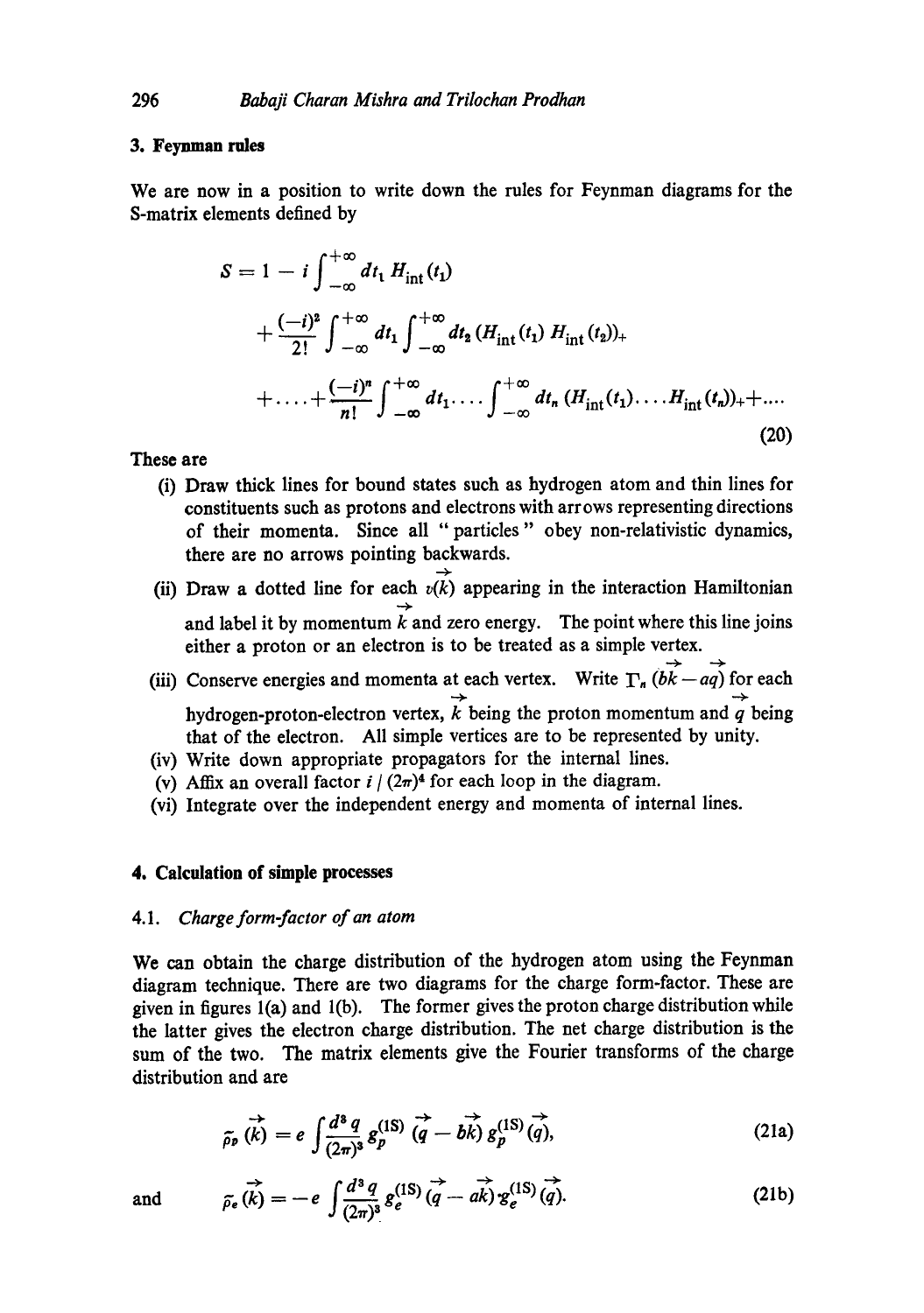## 3. Feynman rules

We are now in a position to write down the rules for Feynman diagrams for the S-matrix elements defined by

$$
\begin{aligned}
S = 1 &- i \int_{-\infty}^{+\infty} dt_1 \, H_{\text{int}}(t_1) \\
&+ \frac{(-i)^2}{2!} \int_{-\infty}^{+\infty} dt_1 \int_{-\infty}^{+\infty} dt_2 \, (H_{\text{int}}(t_1) \, H_{\text{int}}(t_2))_+ \\
&+ \ldots + \frac{(-i)^n}{n!} \int_{-\infty}^{+\infty} dt_1 \ldots \int_{-\infty}^{+\infty} dt_n \, (H_{\text{int}}(t_1) \ldots H_{\text{int}}(t_n))_+ + \ldots
\end{aligned}
\tag{20}
$$

These are

(i) Draw thick lines for bound states such as hydrogen atom and thin lines for constituents such as protons and electrons with arrows representing directions of their momenta. Since all "particles" obey non-relativistic dynamics, there are no arrows pointing backwards.

(ii) Draw a dotted line for each $v(\vec{k})$ appearing in the interaction Hamiltonian and label it by momentum $\vec{k}$ and zero energy. The point where this line joins either a proton or an electron is to be treated as a simple vertex.

(iii) Conserve energies and momenta at each vertex. Write $\Gamma_n(b\vec{k} - a\vec{q})$ for each hydrogen-proton-electron vertex, $\vec{k}$ being the proton momentum and $\vec{q}$ being that of the electron. All simple vertices are to be represented by unity.

(iv) Write down appropriate propagators for the internal lines.

(v) Affix an overall factor $i/(2\pi)^4$ for each loop in the diagram.

(vi) Integrate over the independent energy and momenta of internal lines.

## 4. Calculation of simple processes

### 4.1. *Charge form-factor of an atom*

We can obtain the charge distribution of the hydrogen atom using the Feynman diagram technique. There are two diagrams for the charge form-factor. These are given in figures 1(a) and 1(b). The former gives the proton charge distribution while the latter gives the electron charge distribution. The net charge distribution is the sum of the two. The matrix elements give the Fourier transforms of the charge distribution and are

$$
\tilde{\rho}_p(\vec{k}) = e \int \frac{d^3 q}{(2\pi)^3} g_p^{(1S)}(\vec{q} - b\vec{k}) \, g_p^{(1S)}(\vec{q}),
\tag{21a}
$$

and

$$
\tilde{\rho}_e(\vec{k}) = -e \int \frac{d^3 q}{(2\pi)^3} g_e^{(1S)}(\vec{q} - a\vec{k}) \, g_e^{(1S)}(\vec{q}).
\tag{21b}
$$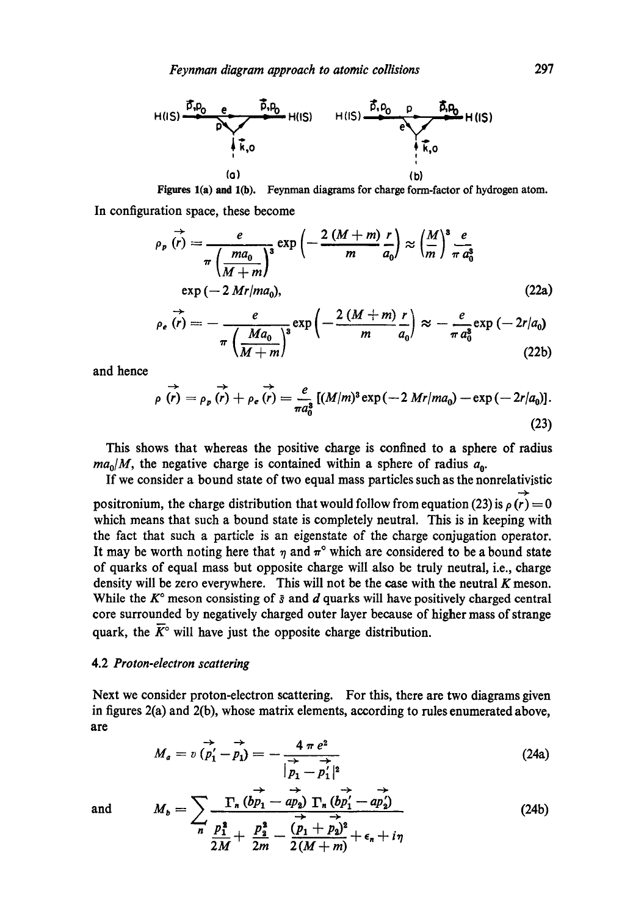Figures 1(a) and 1(b). Feynman diagrams for charge form-factor of hydrogen atom.

In configuration space, these become

$$\rho_p(\vec{r}) = \frac{e}{\pi\left(\frac{ma_0}{M+m}\right)^3} \exp\left(-\frac{2(M+m)}{m}\frac{r}{a_0}\right) \approx \left(\frac{M}{m}\right)^3 \frac{e}{\pi a_0^3} \exp(-2Mr/ma_0), \tag{22a}$$

$$\rho_e(\vec{r}) = -\frac{e}{\pi\left(\frac{Ma_0}{M+m}\right)^3} \exp\left(-\frac{2(M+m)}{m}\frac{r}{a_0}\right) \approx -\frac{e}{\pi a_0^3} \exp(-2r/a_0) \tag{22b}$$

and hence

$$\rho(\vec{r}) = \rho_p(\vec{r}) + \rho_e(\vec{r}) = \frac{e}{\pi a_0^3}\left[(M/m)^3 \exp(-2Mr/ma_0) - \exp(-2r/a_0)\right]. \tag{23}$$

This shows that whereas the positive charge is confined to a sphere of radius $ma_0/M$, the negative charge is contained within a sphere of radius $a_0$.

If we consider a bound state of two equal mass particles such as the nonrelativistic positronium, the charge distribution that would follow from equation (23) is $\rho(\vec{r}) = 0$ which means that such a bound state is completely neutral. This is in keeping with the fact that such a particle is an eigenstate of the charge conjugation operator. It may be worth noting here that $\eta$ and $\pi^0$ which are considered to be a bound state of quarks of equal mass but opposite charge will also be truly neutral, i.e., charge density will be zero everywhere. This will not be the case with the neutral $K$ meson. While the $K^0$ meson consisting of $\bar{s}$ and $d$ quarks will have positively charged central core surrounded by negatively charged outer layer because of higher mass of strange quark, the $\bar{K}^0$ will have just the opposite charge distribution.

### 4.2 *Proton-electron scattering*

Next we consider proton-electron scattering. For this, there are two diagrams given in figures 2(a) and 2(b), whose matrix elements, according to rules enumerated above, are

$$M_a = v(\vec{p}_1' - \vec{p}_1) = -\frac{4\pi e^2}{|\vec{p}_1 - \vec{p}_1'|^2} \tag{24a}$$

and

$$M_b = \sum_n \frac{\Gamma_n(b\vec{p}_1 - a\vec{p}_2)\,\Gamma_n(b\vec{p}_1' - a\vec{p}_2')}{\frac{p_1^2}{2M} + \frac{p_2^2}{2m} - \frac{(\vec{p}_1 + \vec{p}_2)^2}{2(M+m)} + \epsilon_n + i\eta} \tag{24b}$$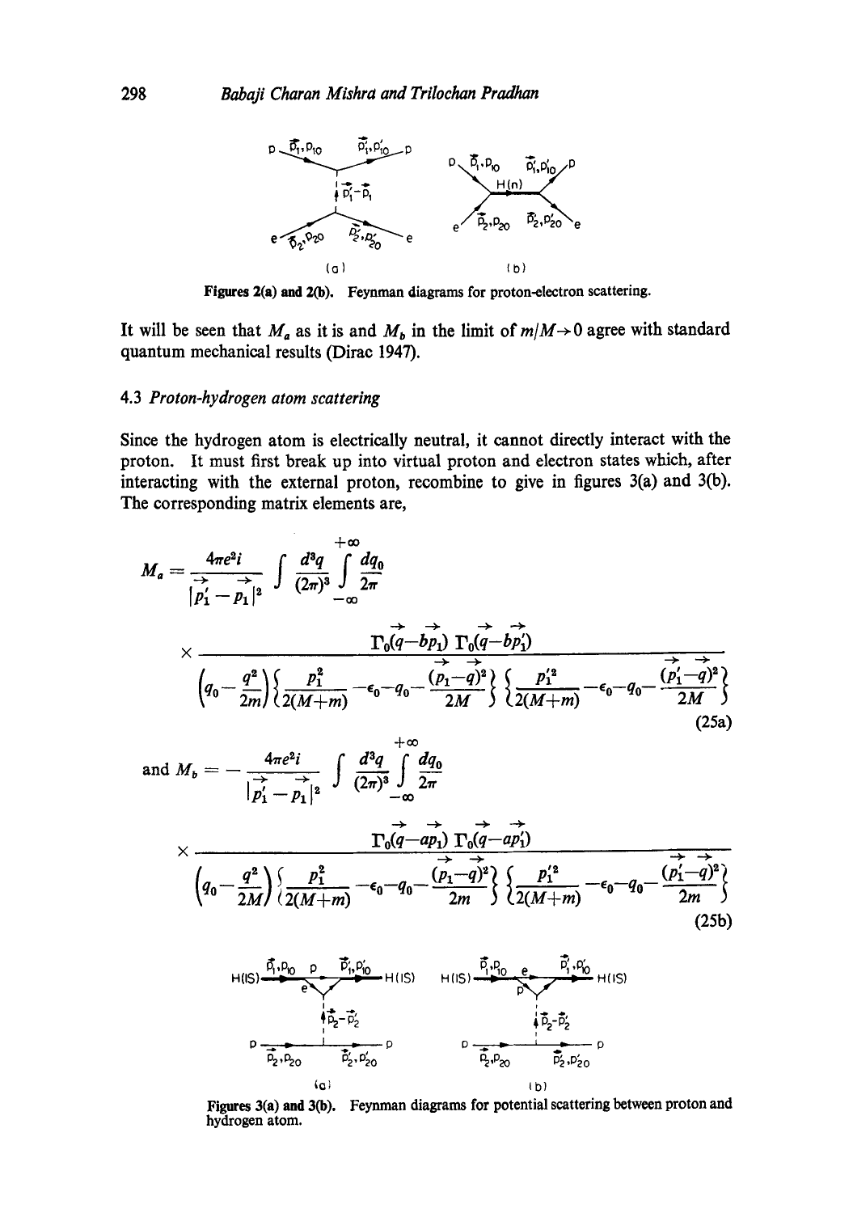Figures 2(a) and 2(b). Feynman diagrams for proton-electron scattering.

It will be seen that $M_a$ as it is and $M_b$ in the limit of $m/M \to 0$ agree with standard quantum mechanical results (Dirac 1947).

### 4.3 *Proton-hydrogen atom scattering*

Since the hydrogen atom is electrically neutral, it cannot directly interact with the proton. It must first break up into virtual proton and electron states which, after interacting with the external proton, recombine to give in figures 3(a) and 3(b). The corresponding matrix elements are,

$$M_a = \frac{4\pi e^2 i}{|\vec{p}_1' - \vec{p}_1|^2} \int \frac{d^3 q}{(2\pi)^3} \int_{-\infty}^{+\infty} \frac{dq_0}{2\pi}$$

$$\times \frac{\Gamma_0(\vec{q} - b\vec{p}_1)\, \Gamma_0(\vec{q} - b\vec{p}_1')}{\left(q_0 - \frac{q^2}{2m}\right)\left\{\frac{p_1^2}{2(M+m)} - \epsilon_0 - q_0 - \frac{(\vec{p}_1 - \vec{q})^2}{2M}\right\}\left\{\frac{p_1'^2}{2(M+m)} - \epsilon_0 - q_0 - \frac{(\vec{p}_1' - \vec{q})^2}{2M}\right\}} \tag{25a}$$

and $$M_b = -\frac{4\pi e^2 i}{|\vec{p}_1' - \vec{p}_1|^2} \int \frac{d^3 q}{(2\pi)^3} \int_{-\infty}^{+\infty} \frac{dq_0}{2\pi}$$

$$\times \frac{\Gamma_0(\vec{q} - a\vec{p}_1)\, \Gamma_0(\vec{q} - a\vec{p}_1')}{\left(q_0 - \frac{q^2}{2M}\right)\left\{\frac{p_1^2}{2(M+m)} - \epsilon_0 - q_0 - \frac{(\vec{p}_1 - \vec{q})^2}{2m}\right\}\left\{\frac{p_1'^2}{2(M+m)} - \epsilon_0 - q_0 - \frac{(\vec{p}_1' - \vec{q})^2}{2m}\right\}} \tag{25b}$$

Figures 3(a) and 3(b). Feynman diagrams for potential scattering between proton and hydrogen atom.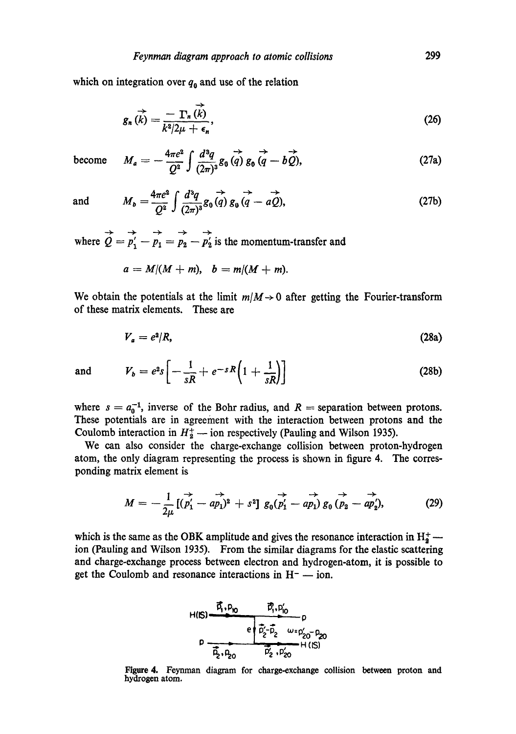which on integration over $q_0$ and use of the relation

$$g_n(\vec{k}) = \frac{-\Gamma_n(\vec{k})}{k^2/2\mu + \epsilon_n}, \tag{26}$$

become
$$M_a = -\frac{4\pi e^2}{Q^2}\int \frac{d^3q}{(2\pi)^3} g_0(\vec{q})\, g_0(\vec{q} - b\vec{Q}), \tag{27a}$$

and
$$M_b = \frac{4\pi e^2}{Q^2}\int \frac{d^3q}{(2\pi)^3} g_0(\vec{q})\, g_0(\vec{q} - a\vec{Q}), \tag{27b}$$

where $\vec{Q} = \vec{p}_1' - \vec{p}_1 = \vec{p}_2 - \vec{p}_2'$ is the momentum-transfer and

$$a = M/(M+m), \quad b = m/(M+m).$$

We obtain the potentials at the limit $m/M \to 0$ after getting the Fourier-transform of these matrix elements. These are

$$V_a = e^2/R, \tag{28a}$$

and
$$V_b = e^2 s\left[-\frac{1}{sR} + e^{-sR}\left(1 + \frac{1}{sR}\right)\right] \tag{28b}$$

where $s = a_0^{-1}$, inverse of the Bohr radius, and $R$ = separation between protons. These potentials are in agreement with the interaction between protons and the Coulomb interaction in $H_2^+$ — ion respectively (Pauling and Wilson 1935).

We can also consider the charge-exchange collision between proton-hydrogen atom, the only diagram representing the process is shown in figure 4. The corresponding matrix element is

$$M = -\frac{1}{2\mu}\left[(\vec{p}_1' - a\vec{p}_1)^2 + s^2\right] g_0(\vec{p}_1' - a\vec{p}_1)\, g_0(\vec{p}_2 - a\vec{p}_2'), \tag{29}$$

which is the same as the OBK amplitude and gives the resonance interaction in $H_2^+$ — ion (Pauling and Wilson 1935). From the similar diagrams for the elastic scattering and charge-exchange process between electron and hydrogen-atom, it is possible to get the Coulomb and resonance interactions in $H^-$ — ion.

**Figure 4.** Feynman diagram for charge-exchange collision between proton and hydrogen atom.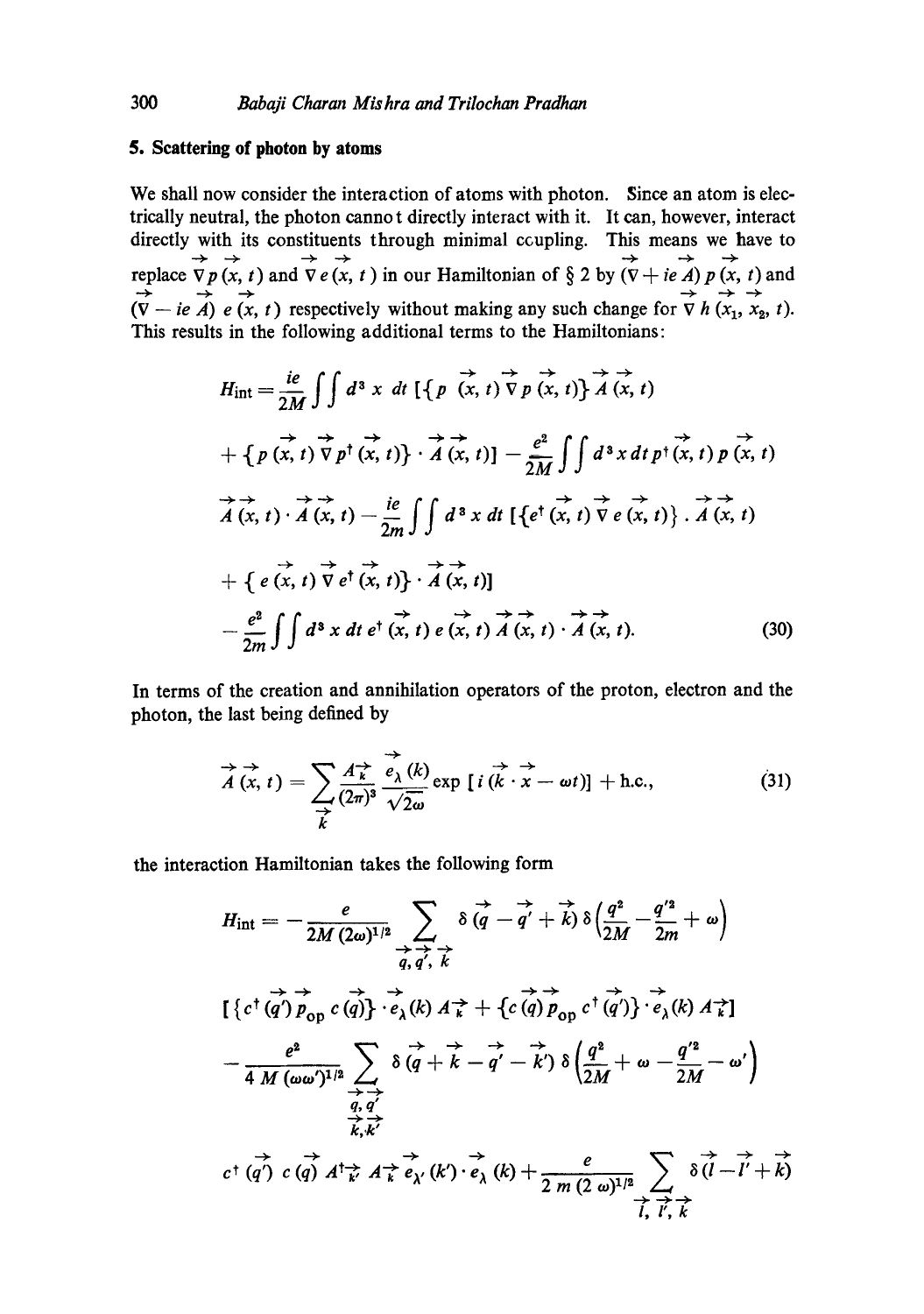## 5. Scattering of photon by atoms

We shall now consider the interaction of atoms with photon. Since an atom is electrically neutral, the photon cannot directly interact with it. It can, however, interact directly with its constituents through minimal coupling. This means we have to replace $\vec{\nabla} p(\vec{x}, t)$ and $\vec{\nabla} e(\vec{x}, t)$ in our Hamiltonian of § 2 by $(\vec{\nabla} + ie\vec{A})\, p(\vec{x}, t)$ and $(\vec{\nabla} - ie\vec{A})\, e(\vec{x}, t)$ respectively without making any such change for $\vec{\nabla} h(\vec{x}_1, \vec{x}_2, t)$. This results in the following additional terms to the Hamiltonians:

$$
\begin{aligned}
H_{\text{int}} = \frac{ie}{2M} \int\!\!\int d^3x\, dt\, &[\{p(\vec{x}, t)\, \vec{\nabla} p(\vec{x}, t)\}\, \vec{A}(\vec{x}, t) \\
&+ \{p(\vec{x}, t)\, \vec{\nabla} p^{\dagger}(\vec{x}, t)\} \cdot \vec{A}(\vec{x}, t)] - \frac{e^2}{2M} \int\!\!\int d^3x\, dt\, p^{\dagger}(\vec{x}, t)\, p(\vec{x}, t) \\
&\vec{A}(\vec{x}, t) \cdot \vec{A}(\vec{x}, t) - \frac{ie}{2m} \int\!\!\int d^3x\, dt\, [\{e^{\dagger}(\vec{x}, t)\, \vec{\nabla} e(\vec{x}, t)\} \cdot \vec{A}(\vec{x}, t) \\
&+ \{e(\vec{x}, t)\, \vec{\nabla} e^{\dagger}(\vec{x}, t)\} \cdot \vec{A}(\vec{x}, t)] \\
&- \frac{e^2}{2m} \int\!\!\int d^3x\, dt\, e^{\dagger}(\vec{x}, t)\, e(\vec{x}, t)\, \vec{A}(\vec{x}, t) \cdot \vec{A}(\vec{x}, t).
\end{aligned}
\tag{30}
$$

In terms of the creation and annihilation operators of the proton, electron and the photon, the last being defined by

$$
\vec{A}(\vec{x}, t) = \sum_{\vec{k}} \frac{A_{\vec{k}}}{(2\pi)^3} \frac{\vec{e}_{\lambda}(k)}{\sqrt{2\omega}} \exp\, [i(\vec{k} \cdot \vec{x} - \omega t)] + \text{h.c.}, \tag{31}
$$

the interaction Hamiltonian takes the following form

$$
\begin{aligned}
H_{\text{int}} = &- \frac{e}{2M(2\omega)^{1/2}} \sum_{\vec{q}, \vec{q}', \vec{k}} \delta(\vec{q} - \vec{q}' + \vec{k})\, \delta\!\left(\frac{q^2}{2M} - \frac{q'^2}{2m} + \omega\right) \\
&[\{c^{\dagger}(\vec{q}')\, \vec{p}_{\text{op}}\, c(\vec{q})\} \cdot \vec{e}_{\lambda}(k)\, A_{\vec{k}} + \{c(\vec{q})\, \vec{p}_{\text{op}}\, c^{\dagger}(\vec{q}')\} \cdot \vec{e}_{\lambda}(k)\, A_{\vec{k}}] \\
&- \frac{e^2}{4M(\omega\omega')^{1/2}} \sum_{\substack{\vec{q}, \vec{q}' \\ \vec{k}, \vec{k}'}} \delta(\vec{q} + \vec{k} - \vec{q}' - \vec{k}')\, \delta\!\left(\frac{q^2}{2M} + \omega - \frac{q'^2}{2M} - \omega'\right) \\
&c^{\dagger}(\vec{q}')\, c(\vec{q})\, A^{\dagger}_{\vec{k}'}\, A_{\vec{k}}\, \vec{e}_{\lambda'}(k') \cdot \vec{e}_{\lambda}(k) + \frac{e}{2m(2\omega)^{1/2}} \sum_{\vec{l}, \vec{l}', \vec{k}} \delta(\vec{l} - \vec{l}' + \vec{k})
\end{aligned}
$$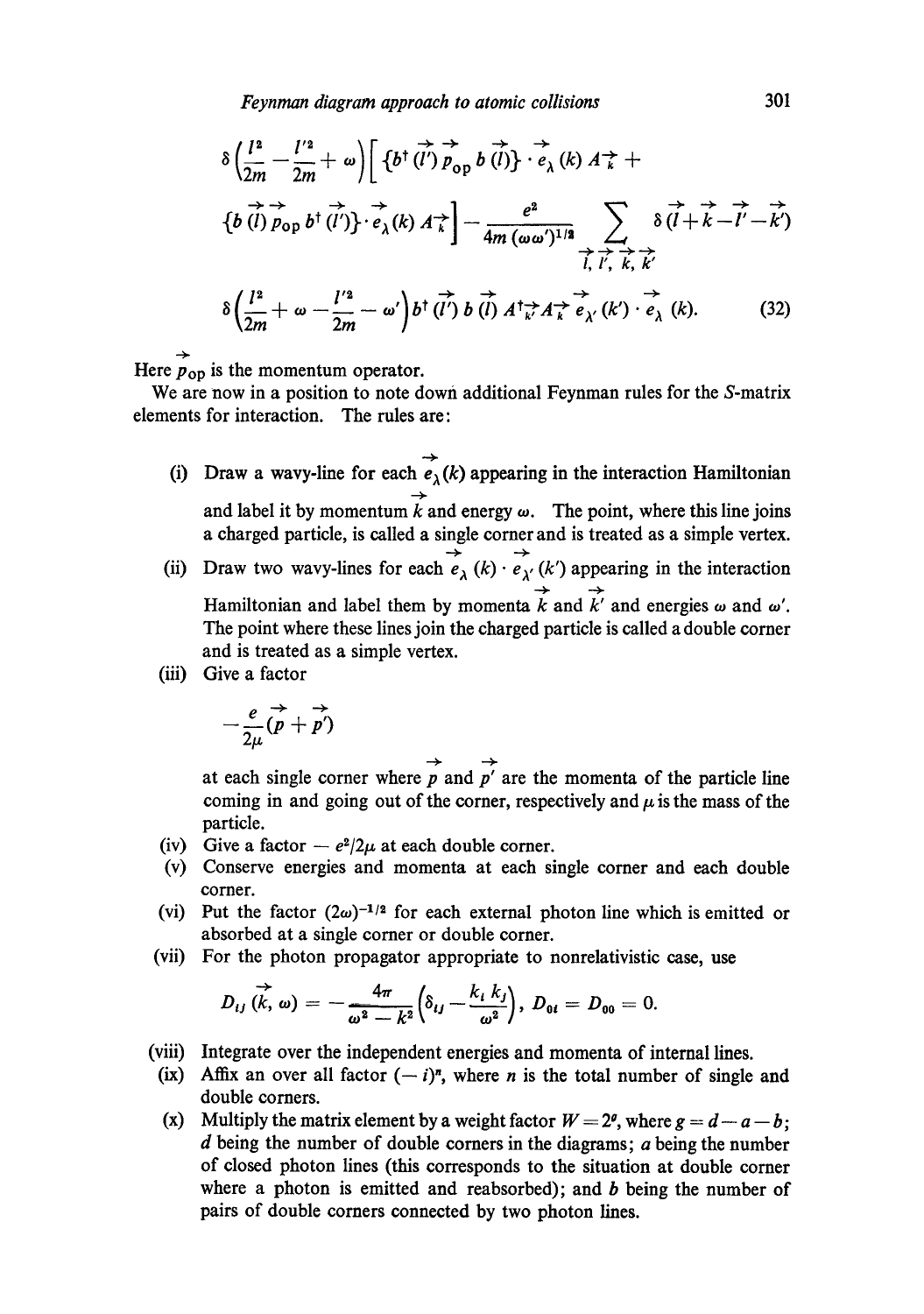$$\delta\left(\frac{l^2}{2m} - \frac{l'^2}{2m} + \omega\right)\left[\{b^\dagger(\vec{l'})\,\vec{p}_{\mathrm{op}}\,b(\vec{l})\}\cdot \vec{e}_\lambda(k)\,A^\dagger_{\vec{k}} + \{b(\vec{l})\,\vec{p}_{\mathrm{op}}\,b^\dagger(\vec{l'})\}\cdot \vec{e}_\lambda(k)\,A_{\vec{k}}\right] - \frac{e^2}{4m\,(\omega\omega')^{1/2}} \sum_{\vec{l},\vec{l'},\vec{k},\vec{k'}} \delta(\vec{l}+\vec{k}-\vec{l'}-\vec{k'})$$

$$\delta\left(\frac{l^2}{2m} + \omega - \frac{l'^2}{2m} - \omega'\right) b^\dagger(\vec{l'})\,b(\vec{l})\,A^\dagger_{\vec{k'}}A_{\vec{k}}\,\vec{e}_{\lambda'}(k')\cdot\vec{e}_\lambda(k). \tag{32}$$

Here $\vec{p}_{\mathrm{op}}$ is the momentum operator.

We are now in a position to note down additional Feynman rules for the $S$-matrix elements for interaction. The rules are:

(i) Draw a wavy-line for each $\vec{e}_\lambda(k)$ appearing in the interaction Hamiltonian and label it by momentum $\vec{k}$ and energy $\omega$. The point, where this line joins a charged particle, is called a single corner and is treated as a simple vertex.

(ii) Draw two wavy-lines for each $\vec{e}_\lambda(k)\cdot\vec{e}_{\lambda'}(k')$ appearing in the interaction Hamiltonian and label them by momenta $\vec{k}$ and $\vec{k'}$ and energies $\omega$ and $\omega'$. The point where these lines join the charged particle is called a double corner and is treated as a simple vertex.

(iii) Give a factor

$$-\frac{e}{2\mu}(\vec{p}+\vec{p'})$$

at each single corner where $\vec{p}$ and $\vec{p'}$ are the momenta of the particle line coming in and going out of the corner, respectively and $\mu$ is the mass of the particle.

(iv) Give a factor $-\,e^2/2\mu$ at each double corner.

(v) Conserve energies and momenta at each single corner and each double corner.

(vi) Put the factor $(2\omega)^{-1/2}$ for each external photon line which is emitted or absorbed at a single corner or double corner.

(vii) For the photon propagator appropriate to nonrelativistic case, use

$$D_{ij}(\vec{k},\omega) = -\frac{4\pi}{\omega^2 - k^2}\left(\delta_{ij} - \frac{k_i k_j}{\omega^2}\right),\quad D_{0i} = D_{00} = 0.$$

(viii) Integrate over the independent energies and momenta of internal lines.

(ix) Affix an over all factor $(-i)^n$, where $n$ is the total number of single and double corners.

(x) Multiply the matrix element by a weight factor $W = 2^g$, where $g = d - a - b$; $d$ being the number of double corners in the diagrams; $a$ being the number of closed photon lines (this corresponds to the situation at double corner where a photon is emitted and reabsorbed); and $b$ being the number of pairs of double corners connected by two photon lines.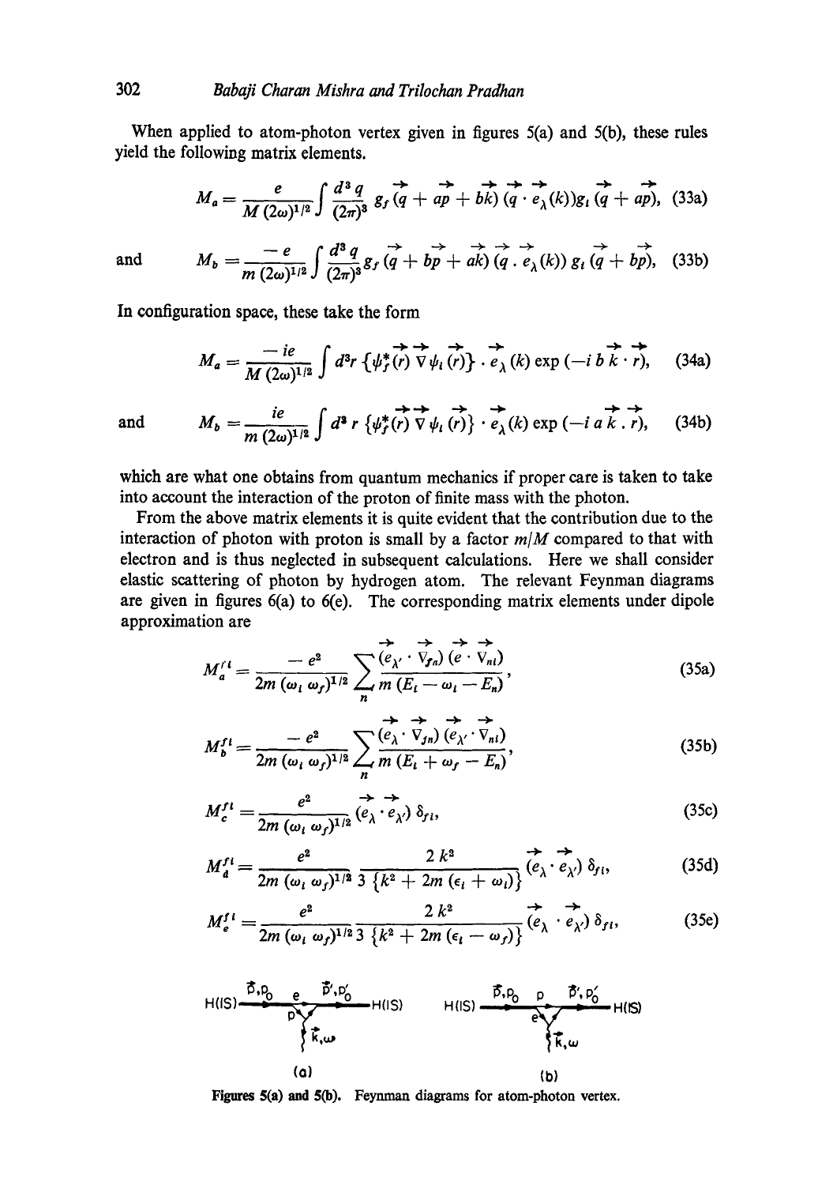When applied to atom-photon vertex given in figures 5(a) and 5(b), these rules yield the following matrix elements.

$$M_a = \frac{e}{M(2\omega)^{1/2}} \int \frac{d^3 q}{(2\pi)^3} g_f(\vec{q} + a\vec{p} + b\vec{k})(\vec{q} \cdot \vec{e}_\lambda(k)) g_i(\vec{q} + a\vec{p}), \quad (33a)$$

and

$$M_b = \frac{-e}{m(2\omega)^{1/2}} \int \frac{d^3 q}{(2\pi)^3} g_f(\vec{q} + b\vec{p} + a\vec{k})(\vec{q} \cdot \vec{e}_\lambda(k)) g_i(\vec{q} + b\vec{p}), \quad (33b)$$

In configuration space, these take the form

$$M_a = \frac{-ie}{M(2\omega)^{1/2}} \int d^3 r \{\psi_f^*(\vec{r}) \nabla \psi_i(\vec{r})\} \cdot \vec{e}_\lambda(k) \exp(-i b \vec{k} \cdot \vec{r}), \quad (34a)$$

and

$$M_b = \frac{ie}{m(2\omega)^{1/2}} \int d^3 r \{\psi_f^*(\vec{r}) \nabla \psi_i(\vec{r})\} \cdot \vec{e}_\lambda(k) \exp(-i a \vec{k} \cdot \vec{r}), \quad (34b)$$

which are what one obtains from quantum mechanics if proper care is taken to take into account the interaction of the proton of finite mass with the photon.

From the above matrix elements it is quite evident that the contribution due to the interaction of photon with proton is small by a factor $m/M$ compared to that with electron and is thus neglected in subsequent calculations. Here we shall consider elastic scattering of photon by hydrogen atom. The relevant Feynman diagrams are given in figures 6(a) to 6(e). The corresponding matrix elements under dipole approximation are

$$M_a^{fi} = \frac{-e^2}{2m(\omega_i \omega_f)^{1/2}} \sum_n \frac{(\vec{e}_{\lambda'} \cdot \vec{V}_{fn})(\vec{e} \cdot \vec{V}_{ni})}{m(E_i - \omega_i - E_n)}, \quad (35a)$$

$$M_b^{fi} = \frac{-e^2}{2m(\omega_i \omega_f)^{1/2}} \sum_n \frac{(\vec{e}_\lambda \cdot \vec{V}_{fn})(\vec{e}_{\lambda'} \cdot \vec{V}_{ni})}{m(E_i + \omega_f - E_n)}, \quad (35b)$$

$$M_c^{fi} = \frac{e^2}{2m(\omega_i \omega_f)^{1/2}} (\vec{e}_\lambda \cdot \vec{e}_{\lambda'}) \delta_{fi}, \quad (35c)$$

$$M_d^{fi} = \frac{e^2}{2m(\omega_i \omega_f)^{1/2}} \frac{2k^2}{3\{k^2 + 2m(\epsilon_i + \omega_i)\}} (\vec{e}_\lambda \cdot \vec{e}_{\lambda'}) \delta_{fi}, \quad (35d)$$

$$M_e^{fi} = \frac{e^2}{2m(\omega_i \omega_f)^{1/2}} \frac{2k^2}{3\{k^2 + 2m(\epsilon_i - \omega_f)\}} (\vec{e}_\lambda \cdot \vec{e}_{\lambda'}) \delta_{fi}, \quad (35e)$$

**Figures 5(a) and 5(b).** Feynman diagrams for atom-photon vertex.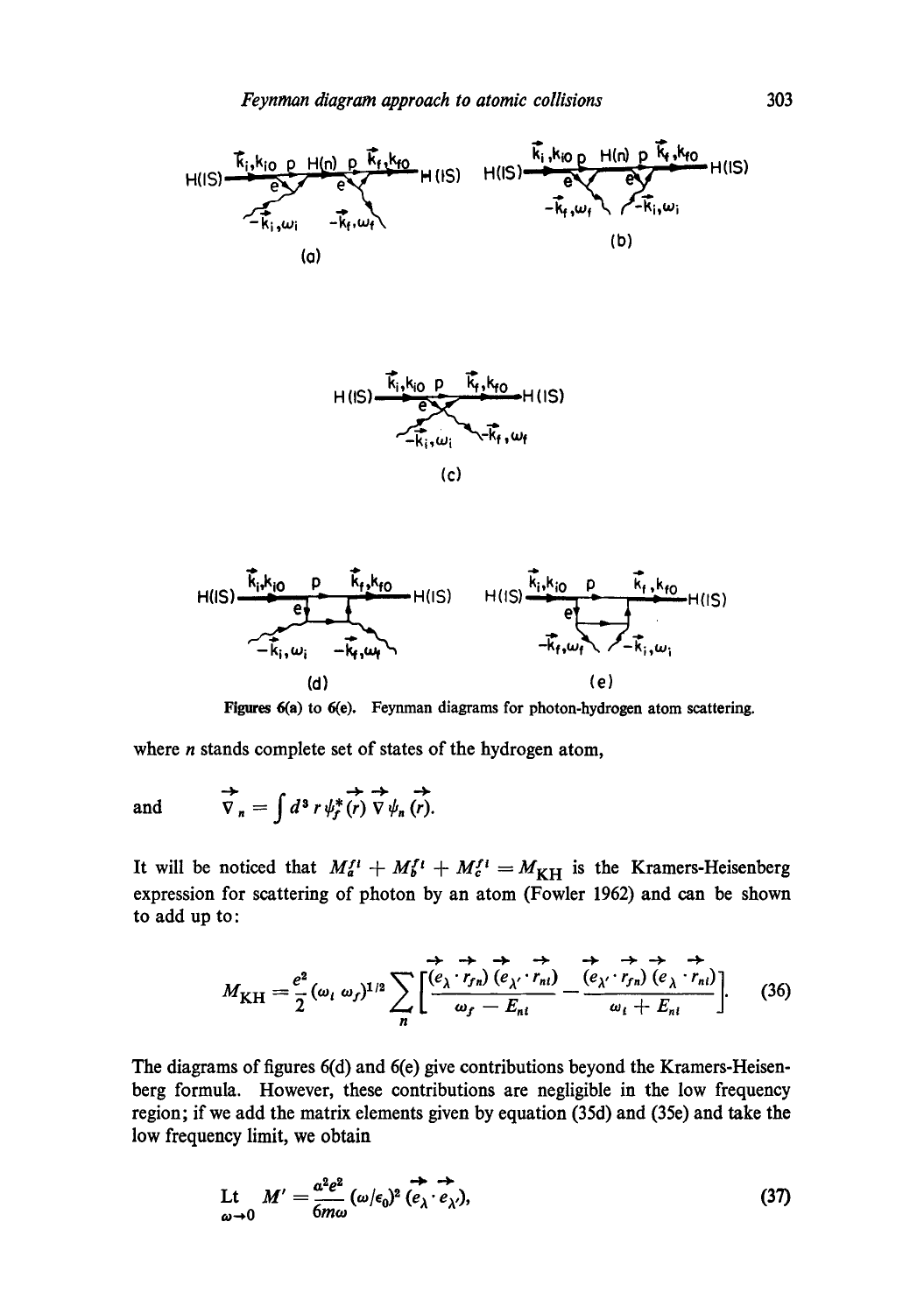Figures 6(a) to 6(e). Feynman diagrams for photon-hydrogen atom scattering.

where $n$ stands complete set of states of the hydrogen atom,

and $\quad \vec{\nabla}_n = \int d^3 r \, \psi_f^* (\vec{r}) \, \vec{\nabla} \, \psi_n (\vec{r}).$

It will be noticed that $M_a^{fi} + M_b^{fi} + M_c^{fi} = M_{\mathrm{KH}}$ is the Kramers-Heisenberg expression for scattering of photon by an atom (Fowler 1962) and can be shown to add up to:

$$M_{\mathrm{KH}} = \frac{e^2}{2} (\omega_i \, \omega_f)^{1/2} \sum_n \left[ \frac{(\vec{e}_\lambda \cdot \vec{r}_{fn}) \, (\vec{e}_{\lambda'} \cdot \vec{r}_{ni})}{\omega_f - E_{ni}} - \frac{(\vec{e}_{\lambda'} \cdot \vec{r}_{fn}) \, (\vec{e}_\lambda \cdot \vec{r}_{ni})}{\omega_i + E_{ni}} \right]. \tag{36}$$

The diagrams of figures 6(d) and 6(e) give contributions beyond the Kramers-Heisenberg formula. However, these contributions are negligible in the low frequency region; if we add the matrix elements given by equation (35d) and (35e) and take the low frequency limit, we obtain

$$\underset{\omega \to 0}{\mathrm{Lt}} \; M' = \frac{a^2 e^2}{6 m \omega} (\omega / \epsilon_0)^2 \, (\vec{e}_\lambda \cdot \vec{e}_{\lambda'}), \tag{37}$$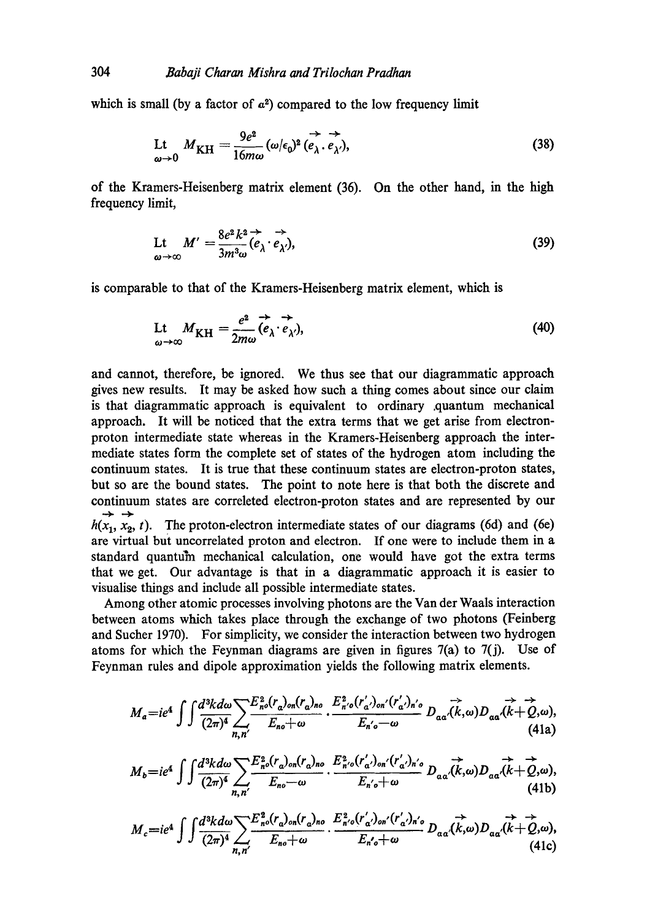which is small (by a factor of $\alpha^2$) compared to the low frequency limit

$$\underset{\omega \to 0}{\text{Lt}} \; M_{\text{KH}} = \frac{9e^2}{16m\omega} (\omega/\epsilon_0)^2 (\vec{e}_\lambda \cdot \vec{e}_{\lambda'}), \tag{38}$$

of the Kramers-Heisenberg matrix element (36). On the other hand, in the high frequency limit,

$$\underset{\omega \to \infty}{\text{Lt}} \; M' = \frac{8e^2 k^2}{3m^3 \omega} (\vec{e}_\lambda \cdot \vec{e}_{\lambda'}), \tag{39}$$

is comparable to that of the Kramers-Heisenberg matrix element, which is

$$\underset{\omega \to \infty}{\text{Lt}} \; M_{\text{KH}} = \frac{e^2}{2m\omega} (\vec{e}_\lambda \cdot \vec{e}_{\lambda'}), \tag{40}$$

and cannot, therefore, be ignored. We thus see that our diagrammatic approach gives new results. It may be asked how such a thing comes about since our claim is that diagrammatic approach is equivalent to ordinary quantum mechanical approach. It will be noticed that the extra terms that we get arise from electron-proton intermediate state whereas in the Kramers-Heisenberg approach the intermediate states form the complete set of states of the hydrogen atom including the continuum states. It is true that these continuum states are electron-proton states, but so are the bound states. The point to note here is that both the discrete and continuum states are correleted electron-proton states and are represented by our $h(\vec{x}_1, \vec{x}_2, t)$. The proton-electron intermediate states of our diagrams (6d) and (6e) are virtual but uncorrelated proton and electron. If one were to include them in a standard quantum mechanical calculation, one would have got the extra terms that we get. Our advantage is that in a diagrammatic approach it is easier to visualise things and include all possible intermediate states.

Among other atomic processes involving photons are the Van der Waals interaction between atoms which takes place through the exchange of two photons (Feinberg and Sucher 1970). For simplicity, we consider the interaction between two hydrogen atoms for which the Feynman diagrams are given in figures 7(a) to 7(j). Use of Feynman rules and dipole approximation yields the following matrix elements.

$$M_a = ie^4 \int\int \frac{d^3k d\omega}{(2\pi)^4} \sum_{n,n'} \frac{E_{no}^2 (r_a)_{on} (r_a)_{no}}{E_{no} + \omega} \cdot \frac{E_{n'o}^2 (r'_{a'})_{on'} (r'_{a'})_{n'o}}{E_{n'o} - \omega} D_{aa'}(\vec{k}, \omega) D_{aa'}(\vec{k} + \vec{Q}, \omega), \tag{41a}$$

$$M_b = ie^4 \int\int \frac{d^3k d\omega}{(2\pi)^4} \sum_{n,n'} \frac{E_{no}^2 (r_a)_{on} (r_a)_{no}}{E_{no} - \omega} \cdot \frac{E_{n'o}^2 (r'_{a'})_{on'} (r'_{a'})_{n'o}}{E_{n'o} + \omega} D_{aa'}(\vec{k}, \omega) D_{aa'}(\vec{k} + \vec{Q}, \omega), \tag{41b}$$

$$M_c = ie^4 \int\int \frac{d^3k d\omega}{(2\pi)^4} \sum_{n,n'} \frac{E_{no}^2 (r_a)_{on} (r_a)_{no}}{E_{no} + \omega} \cdot \frac{E_{n'o}^2 (r'_{a'})_{on'} (r'_{a'})_{n'o}}{E_{n'o} + \omega} D_{aa'}(\vec{k}, \omega) D_{aa'}(\vec{k} + \vec{Q}, \omega), \tag{41c}$$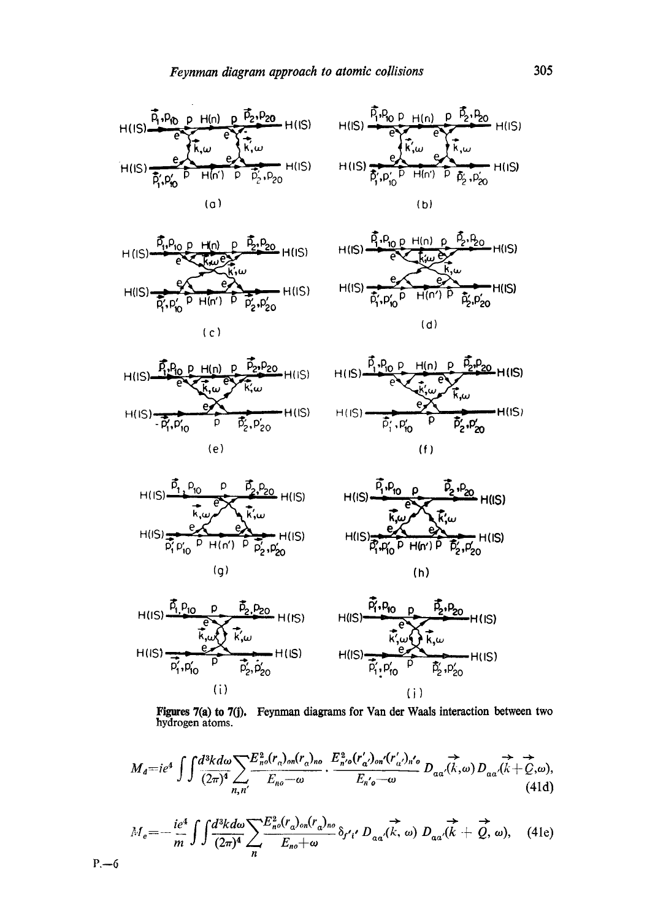Figures 7(a) to 7(j). Feynman diagrams for Van der Waals interaction between two hydrogen atoms.

$$M_d = ie^4 \int\int \frac{d^3k d\omega}{(2\pi)^4} \sum_{n,n'} \frac{E_{no}^2 (r_\alpha)_{on} (r_\alpha)_{no}}{E_{no} - \omega} \cdot \frac{E_{n'o}^2 (r'_{\alpha'})_{on'} (r'_{\alpha'})_{n'o}}{E_{n'o} - \omega} D_{\alpha\alpha'}(\vec{k}, \omega) D_{\alpha\alpha'}(\vec{k} + \vec{Q}, \omega), \tag{41d}$$

$$M_e = -\frac{ie^4}{m} \int\int \frac{d^3k d\omega}{(2\pi)^4} \sum_{n} \frac{E_{no}^2 (r_\alpha)_{on} (r_\alpha)_{no}}{E_{no} + \omega} \delta_{f'i'} D_{\alpha\alpha'}(\vec{k}, \omega) D_{\alpha\alpha'}(\vec{k} + \vec{Q}, \omega), \tag{41e}$$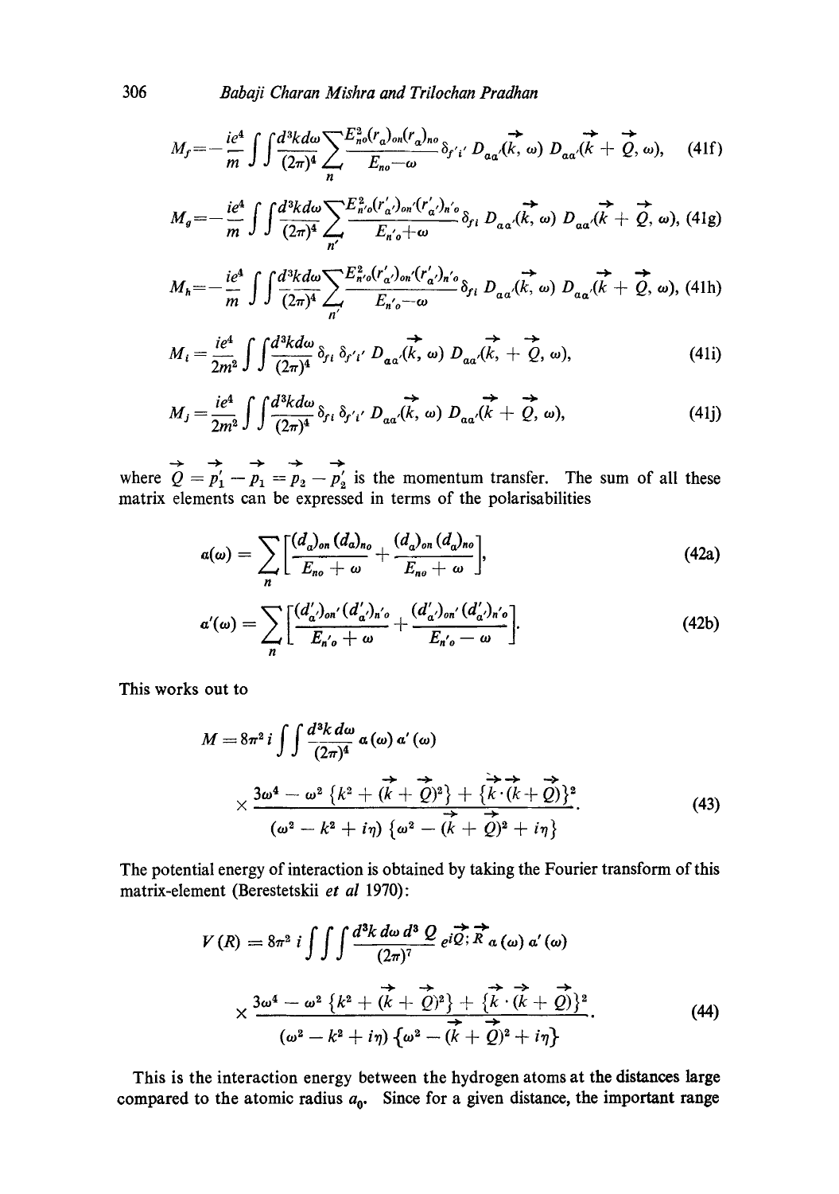$$M_f = -\frac{ie^4}{m}\int\int \frac{d^3k d\omega}{(2\pi)^4}\sum_n \frac{E_{no}^2 (r_a)_{on}(r_a)_{no}}{E_{no}-\omega}\delta_{f'i'}\, D_{aa'}(\vec{k},\omega)\, D_{aa'}(\vec{k}+\vec{Q},\omega), \quad (41f)$$

$$M_g = -\frac{ie^4}{m}\int\int \frac{d^3k d\omega}{(2\pi)^4}\sum_{n'} \frac{E_{n'o}^2 (r'_{a'})_{on'}(r'_{a'})_{n'o}}{E_{n'o}+\omega}\delta_{fi}\, D_{aa'}(\vec{k},\omega)\, D_{aa'}(\vec{k}+\vec{Q},\omega), \quad (41g)$$

$$M_h = -\frac{ie^4}{m}\int\int \frac{d^3k d\omega}{(2\pi)^4}\sum_{n'} \frac{E_{n'o}^2 (r'_{a'})_{on'}(r'_{a'})_{n'o}}{E_{n'o}-\omega}\delta_{fi}\, D_{aa'}(\vec{k},\omega)\, D_{aa'}(\vec{k}+\vec{Q},\omega), \quad (41h)$$

$$M_i = \frac{ie^4}{2m^2}\int\int \frac{d^3k d\omega}{(2\pi)^4}\delta_{fi}\,\delta_{f'i'}\, D_{aa'}(\vec{k},\omega)\, D_{aa'}(\vec{k},+\vec{Q},\omega), \quad (41i)$$

$$M_j = \frac{ie^4}{2m^2}\int\int \frac{d^3k d\omega}{(2\pi)^4}\delta_{fi}\,\delta_{f'i'}\, D_{aa'}(\vec{k},\omega)\, D_{aa'}(\vec{k}+\vec{Q},\omega), \quad (41j)$$

where $\vec{Q} = \vec{p}_1' - \vec{p}_1 = \vec{p}_2 - \vec{p}_2'$ is the momentum transfer. The sum of all these matrix elements can be expressed in terms of the polarisabilities

$$\alpha(\omega) = \sum_n \left[\frac{(d_a)_{on}(d_a)_{no}}{E_{no}+\omega} + \frac{(d_a)_{on}(d_a)_{no}}{E_{no}+\omega}\right], \quad (42a)$$

$$\alpha'(\omega) = \sum_n \left[\frac{(d'_{a'})_{on'}(d'_{a'})_{n'o}}{E_{n'o}+\omega} + \frac{(d'_{a'})_{on'}(d'_{a'})_{n'o}}{E_{n'o}-\omega}\right]. \quad (42b)$$

This works out to

$$M = 8\pi^2 i \int\int \frac{d^3k\, d\omega}{(2\pi)^4}\,\alpha(\omega)\,\alpha'(\omega) \times \frac{3\omega^4 - \omega^2\{k^2 + (\vec{k}+\vec{Q})^2\} + \{\vec{k}\cdot(\vec{k}+\vec{Q})\}^2}{(\omega^2 - k^2 + i\eta)\{\omega^2 - (\vec{k}+\vec{Q})^2 + i\eta\}}. \quad (43)$$

The potential energy of interaction is obtained by taking the Fourier transform of this matrix-element (Berestetskii *et al* 1970):

$$V(R) = 8\pi^2 i \int\int\int \frac{d^3k\, d\omega\, d^3Q}{(2\pi)^7}\, e^{i\vec{Q}\cdot\vec{R}}\,\alpha(\omega)\,\alpha'(\omega) \times \frac{3\omega^4 - \omega^2\{k^2 + (\vec{k}+\vec{Q})^2\} + \{\vec{k}\cdot(\vec{k}+\vec{Q})\}^2}{(\omega^2 - k^2 + i\eta)\{\omega^2 - (\vec{k}+\vec{Q})^2 + i\eta\}}. \quad (44)$$

This is the interaction energy between the hydrogen atoms at the distances large compared to the atomic radius $a_0$. Since for a given distance, the important range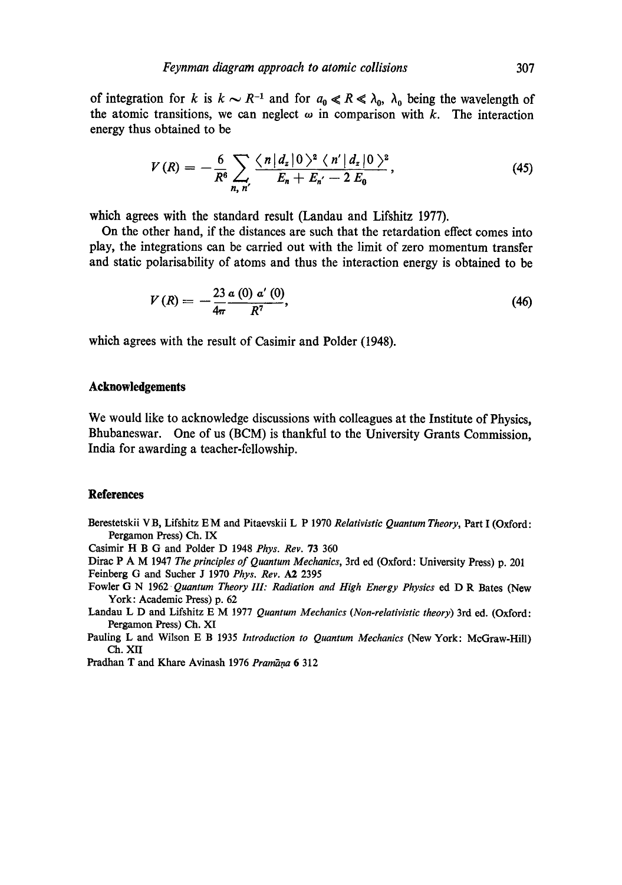of integration for $k$ is $k \sim R^{-1}$ and for $a_0 \ll R \ll \lambda_0$, $\lambda_0$ being the wavelength of the atomic transitions, we can neglect $\omega$ in comparison with $k$. The interaction energy thus obtained to be

$$V(R) = -\frac{6}{R^6} \sum_{n, n'} \frac{\langle n | d_z | 0 \rangle^2 \langle n' | d_z | 0 \rangle^2}{E_n + E_{n'} - 2 E_0}, \tag{45}$$

which agrees with the standard result (Landau and Lifshitz 1977).

On the other hand, if the distances are such that the retardation effect comes into play, the integrations can be carried out with the limit of zero momentum transfer and static polarisability of atoms and thus the interaction energy is obtained to be

$$V(R) = -\frac{23}{4\pi} \frac{\alpha(0) \alpha'(0)}{R^7}, \tag{46}$$

which agrees with the result of Casimir and Polder (1948).

## Acknowledgements

We would like to acknowledge discussions with colleagues at the Institute of Physics, Bhubaneswar. One of us (BCM) is thankful to the University Grants Commission, India for awarding a teacher-fellowship.

## References

Berestetskii V B, Lifshitz E M and Pitaevskii L P 1970 *Relativistic Quantum Theory*, Part I (Oxford: Pergamon Press) Ch. IX

Casimir H B G and Polder D 1948 *Phys. Rev.* **73** 360

Dirac P A M 1947 *The principles of Quantum Mechanics*, 3rd ed (Oxford: University Press) p. 201

Feinberg G and Sucher J 1970 *Phys. Rev.* **A2** 2395

Fowler G N 1962 *Quantum Theory III: Radiation and High Energy Physics* ed D R Bates (New York: Academic Press) p. 62

Landau L D and Lifshitz E M 1977 *Quantum Mechanics (Non-relativistic theory)* 3rd ed. (Oxford: Pergamon Press) Ch. XI

Pauling L and Wilson E B 1935 *Introduction to Quantum Mechanics* (New York: McGraw-Hill) Ch. XII

Pradhan T and Khare Avinash 1976 *Pramāṇa* **6** 312